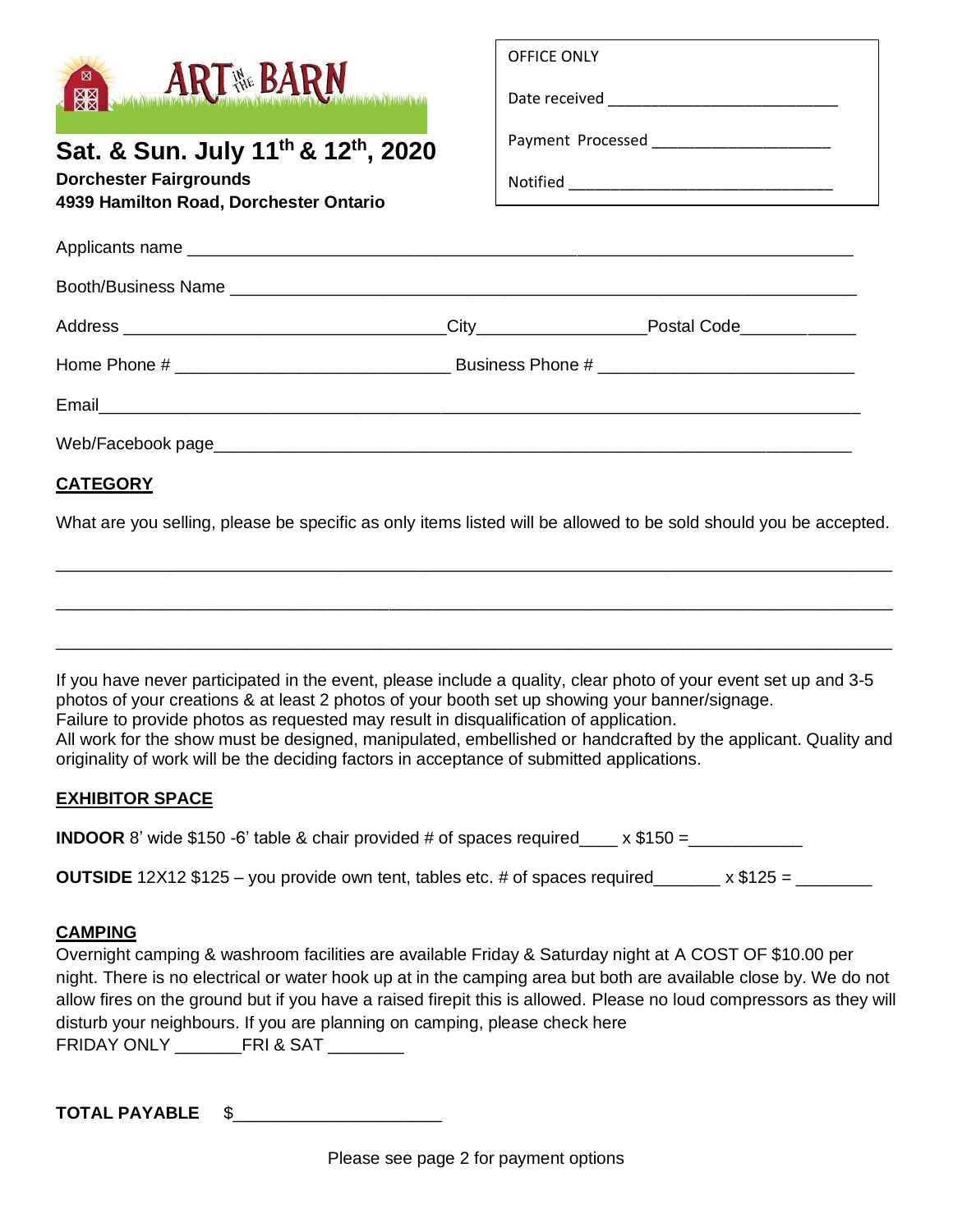# ART IN THE BARN

**Sat. & Sun. July 11th & 12th, 2020**

**Dorchester Fairgrounds**
**4939 Hamilton Road, Dorchester Ontario**

| OFFICE ONLY |
|---|
| Date received ___________________________ |
| Payment Processed _____________________ |
| Notified _________________________________ |

Applicants name ___________________________________________________________________

Booth/Business Name ______________________________________________________________

Address _________________________________City_________________Postal Code____________

Home Phone # ____________________________ Business Phone # ___________________________

Email______________________________________________________________________________

Web/Facebook page_________________________________________________________________

## CATEGORY

What are you selling, please be specific as only items listed will be allowed to be sold should you be accepted.

___________________________________________________________________________________

___________________________________________________________________________________

___________________________________________________________________________________

If you have never participated in the event, please include a quality, clear photo of your event set up and 3-5 photos of your creations & at least 2 photos of your booth set up showing your banner/signage.
Failure to provide photos as requested may result in disqualification of application.
All work for the show must be designed, manipulated, embellished or handcrafted by the applicant. Quality and originality of work will be the deciding factors in acceptance of submitted applications.

## EXHIBITOR SPACE

**INDOOR** 8' wide $150 -6' table & chair provided # of spaces required____ x $150 =____________

**OUTSIDE** 12X12 $125 – you provide own tent, tables etc. # of spaces required_______ x $125 = ________

## CAMPING

Overnight camping & washroom facilities are available Friday & Saturday night at A COST OF $10.00 per night. There is no electrical or water hook up at in the camping area but both are available close by. We do not allow fires on the ground but if you have a raised firepit this is allowed. Please no loud compressors as they will disturb your neighbours. If you are planning on camping, please check here
FRIDAY ONLY _______FRI & SAT ________

**TOTAL PAYABLE** $_____________________

Please see page 2 for payment options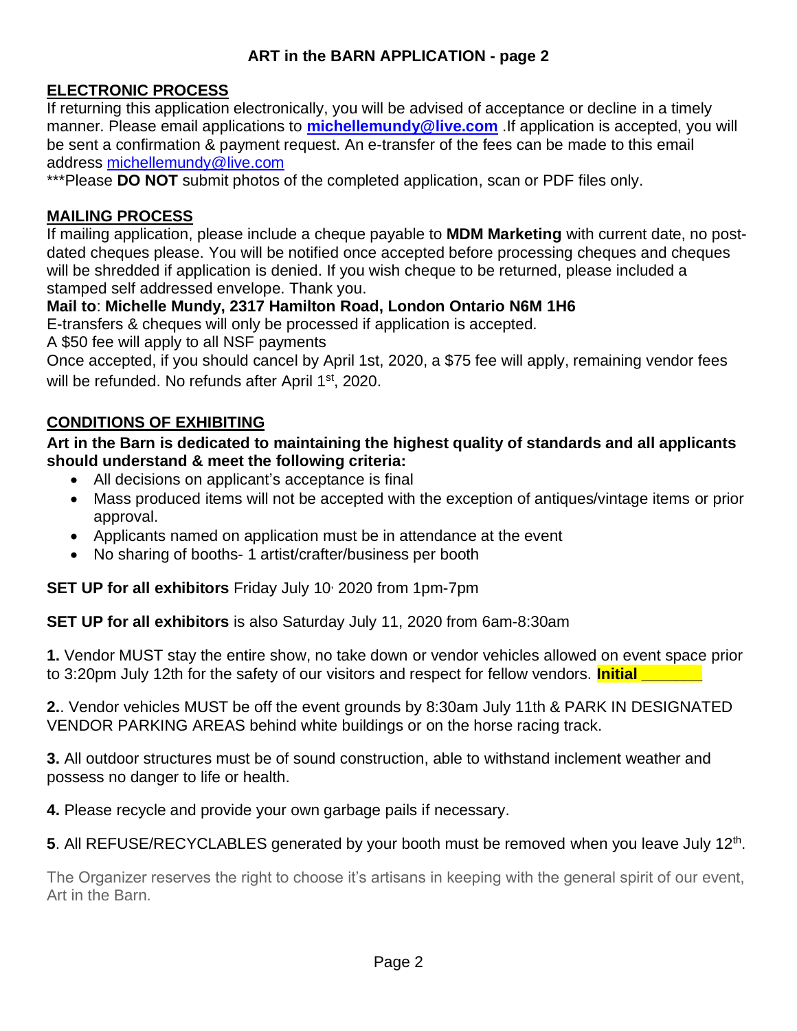## ART in the BARN APPLICATION - page 2

### ELECTRONIC PROCESS

If returning this application electronically, you will be advised of acceptance or decline in a timely manner. Please email applications to **michellemundy@live.com** .If application is accepted, you will be sent a confirmation & payment request. An e-transfer of the fees can be made to this email address michellemundy@live.com

***Please **DO NOT** submit photos of the completed application, scan or PDF files only.

### MAILING PROCESS

If mailing application, please include a cheque payable to **MDM Marketing** with current date, no post-dated cheques please. You will be notified once accepted before processing cheques and cheques will be shredded if application is denied. If you wish cheque to be returned, please included a stamped self addressed envelope. Thank you.

**Mail to**: **Michelle Mundy, 2317 Hamilton Road, London Ontario N6M 1H6**

E-transfers & cheques will only be processed if application is accepted.

A $50 fee will apply to all NSF payments

Once accepted, if you should cancel by April 1st, 2020, a $75 fee will apply, remaining vendor fees will be refunded. No refunds after April 1st, 2020.

### CONDITIONS OF EXHIBITING

**Art in the Barn is dedicated to maintaining the highest quality of standards and all applicants should understand & meet the following criteria:**

- All decisions on applicant's acceptance is final
- Mass produced items will not be accepted with the exception of antiques/vintage items or prior approval.
- Applicants named on application must be in attendance at the event
- No sharing of booths- 1 artist/crafter/business per booth

**SET UP for all exhibitors** Friday July 10, 2020 from 1pm-7pm

**SET UP for all exhibitors** is also Saturday July 11, 2020 from 6am-8:30am

**1.** Vendor MUST stay the entire show, no take down or vendor vehicles allowed on event space prior to 3:20pm July 12th for the safety of our visitors and respect for fellow vendors. **Initial _______**

**2.**. Vendor vehicles MUST be off the event grounds by 8:30am July 11th & PARK IN DESIGNATED VENDOR PARKING AREAS behind white buildings or on the horse racing track.

**3.** All outdoor structures must be of sound construction, able to withstand inclement weather and possess no danger to life or health.

**4.** Please recycle and provide your own garbage pails if necessary.

**5**. All REFUSE/RECYCLABLES generated by your booth must be removed when you leave July 12th.

The Organizer reserves the right to choose it's artisans in keeping with the general spirit of our event, Art in the Barn.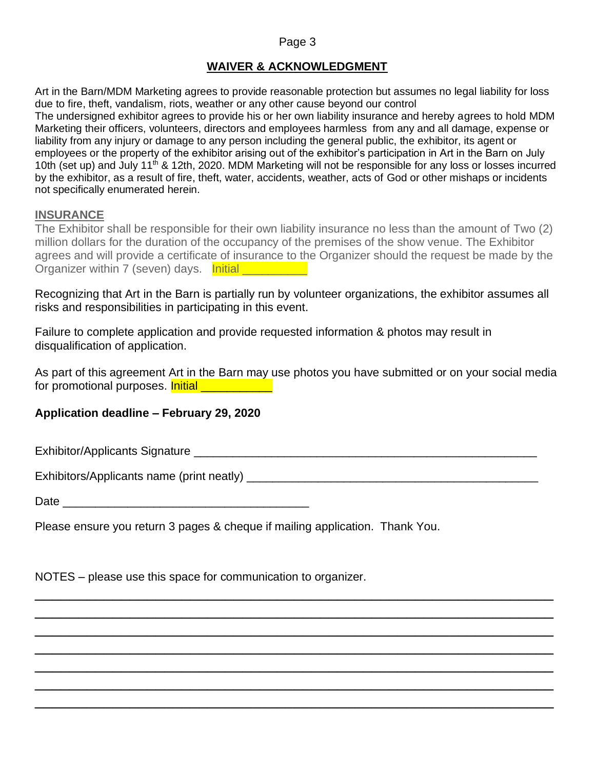## WAIVER & ACKNOWLEDGMENT

Art in the Barn/MDM Marketing agrees to provide reasonable protection but assumes no legal liability for loss due to fire, theft, vandalism, riots, weather or any other cause beyond our control
The undersigned exhibitor agrees to provide his or her own liability insurance and hereby agrees to hold MDM Marketing their officers, volunteers, directors and employees harmless from any and all damage, expense or liability from any injury or damage to any person including the general public, the exhibitor, its agent or employees or the property of the exhibitor arising out of the exhibitor's participation in Art in the Barn on July 10th (set up) and July 11th & 12th, 2020. MDM Marketing will not be responsible for any loss or losses incurred by the exhibitor, as a result of fire, theft, water, accidents, weather, acts of God or other mishaps or incidents not specifically enumerated herein.

### INSURANCE

The Exhibitor shall be responsible for their own liability insurance no less than the amount of Two (2) million dollars for the duration of the occupancy of the premises of the show venue. The Exhibitor agrees and will provide a certificate of insurance to the Organizer should the request be made by the Organizer within 7 (seven) days. Initial __________

Recognizing that Art in the Barn is partially run by volunteer organizations, the exhibitor assumes all risks and responsibilities in participating in this event.

Failure to complete application and provide requested information & photos may result in disqualification of application.

As part of this agreement Art in the Barn may use photos you have submitted or on your social media for promotional purposes. Initial ___________

**Application deadline – February 29, 2020**

Exhibitor/Applicants Signature ______________________________________________________

Exhibitors/Applicants name (print neatly) ______________________________________________

Date _______________________________________

Please ensure you return 3 pages & cheque if mailing application. Thank You.

NOTES – please use this space for communication to organizer.

________________________________________________________________________________

________________________________________________________________________________

________________________________________________________________________________

________________________________________________________________________________

________________________________________________________________________________

________________________________________________________________________________

________________________________________________________________________________